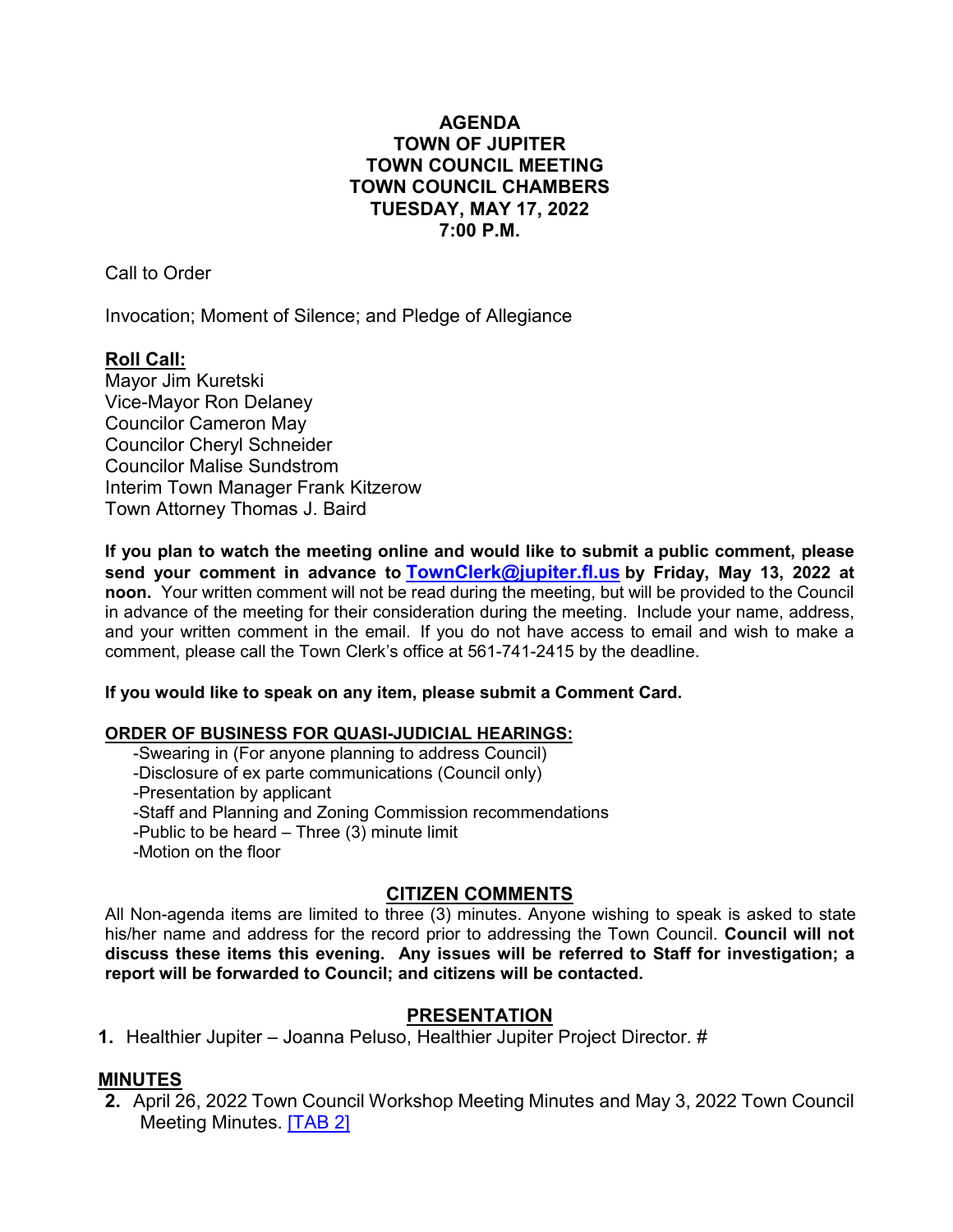# AGENDA
# TOWN OF JUPITER
# TOWN COUNCIL MEETING
# TOWN COUNCIL CHAMBERS
# TUESDAY, MAY 17, 2022
# 7:00 P.M.

Call to Order

Invocation; Moment of Silence; and Pledge of Allegiance

**Roll Call:**

Mayor Jim Kuretski
Vice-Mayor Ron Delaney
Councilor Cameron May
Councilor Cheryl Schneider
Councilor Malise Sundstrom
Interim Town Manager Frank Kitzerow
Town Attorney Thomas J. Baird

**If you plan to watch the meeting online and would like to submit a public comment, please send your comment in advance to TownClerk@jupiter.fl.us by Friday, May 13, 2022 at noon.** Your written comment will not be read during the meeting, but will be provided to the Council in advance of the meeting for their consideration during the meeting. Include your name, address, and your written comment in the email. If you do not have access to email and wish to make a comment, please call the Town Clerk's office at 561-741-2415 by the deadline.

**If you would like to speak on any item, please submit a Comment Card.**

**ORDER OF BUSINESS FOR QUASI-JUDICIAL HEARINGS:**

- -Swearing in (For anyone planning to address Council)
- -Disclosure of ex parte communications (Council only)
- -Presentation by applicant
- -Staff and Planning and Zoning Commission recommendations
- -Public to be heard – Three (3) minute limit
- -Motion on the floor

## CITIZEN COMMENTS

All Non-agenda items are limited to three (3) minutes. Anyone wishing to speak is asked to state his/her name and address for the record prior to addressing the Town Council. **Council will not discuss these items this evening. Any issues will be referred to Staff for investigation; a report will be forwarded to Council; and citizens will be contacted.**

## PRESENTATION

1. Healthier Jupiter – Joanna Peluso, Healthier Jupiter Project Director. #

## MINUTES

2. April 26, 2022 Town Council Workshop Meeting Minutes and May 3, 2022 Town Council Meeting Minutes. [TAB 2]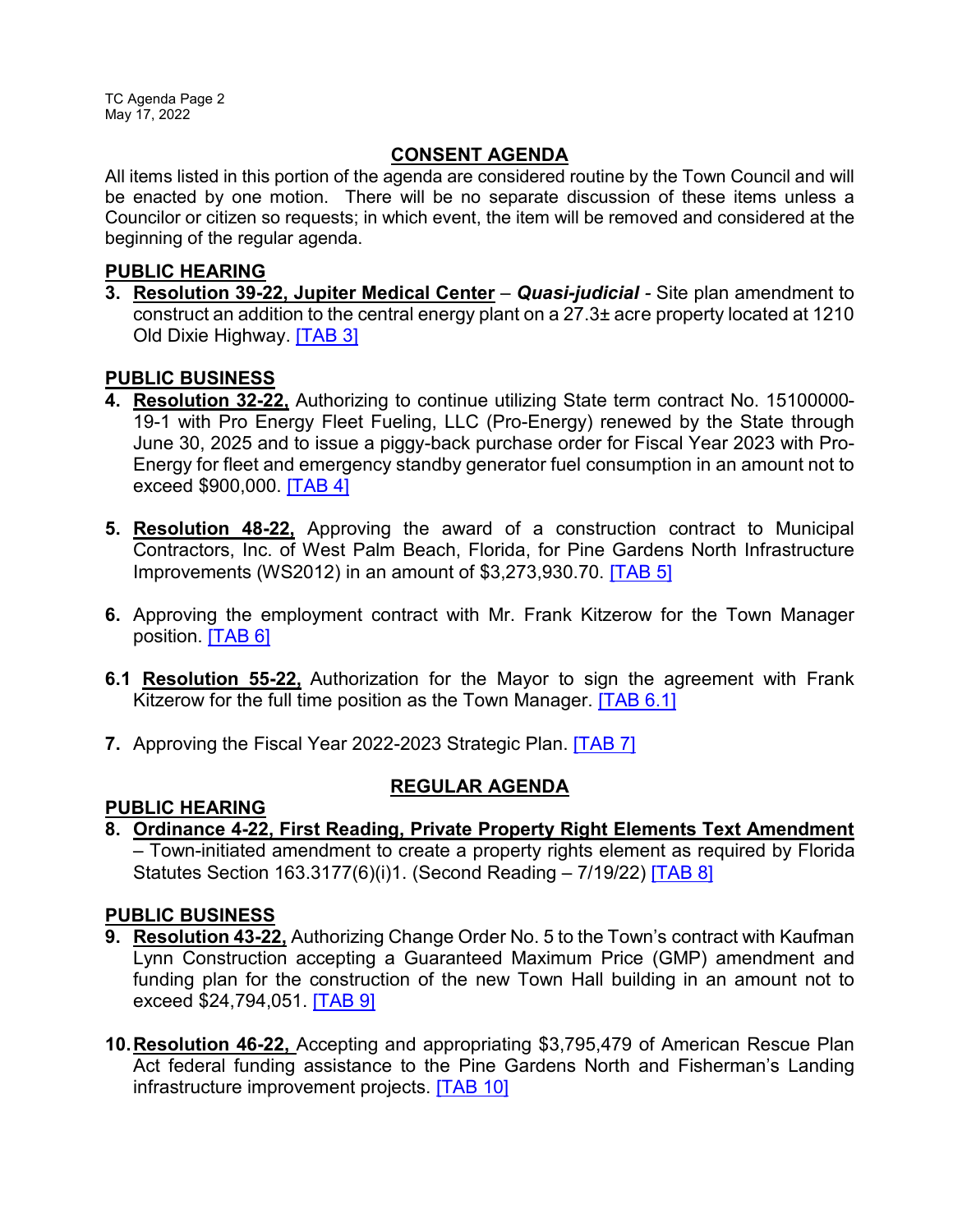## CONSENT AGENDA

All items listed in this portion of the agenda are considered routine by the Town Council and will be enacted by one motion. There will be no separate discussion of these items unless a Councilor or citizen so requests; in which event, the item will be removed and considered at the beginning of the regular agenda.

### PUBLIC HEARING

3. **Resolution 39-22, Jupiter Medical Center** – ***Quasi-judicial*** - Site plan amendment to construct an addition to the central energy plant on a 27.3± acre property located at 1210 Old Dixie Highway. [TAB 3]

### PUBLIC BUSINESS

4. **Resolution 32-22,** Authorizing to continue utilizing State term contract No. 15100000-19-1 with Pro Energy Fleet Fueling, LLC (Pro-Energy) renewed by the State through June 30, 2025 and to issue a piggy-back purchase order for Fiscal Year 2023 with Pro-Energy for fleet and emergency standby generator fuel consumption in an amount not to exceed $900,000. [TAB 4]

5. **Resolution 48-22,** Approving the award of a construction contract to Municipal Contractors, Inc. of West Palm Beach, Florida, for Pine Gardens North Infrastructure Improvements (WS2012) in an amount of $3,273,930.70. [TAB 5]

6. Approving the employment contract with Mr. Frank Kitzerow for the Town Manager position. [TAB 6]

6.1 **Resolution 55-22,** Authorization for the Mayor to sign the agreement with Frank Kitzerow for the full time position as the Town Manager. [TAB 6.1]

7. Approving the Fiscal Year 2022-2023 Strategic Plan. [TAB 7]

## REGULAR AGENDA

### PUBLIC HEARING

8. **Ordinance 4-22, First Reading, Private Property Right Elements Text Amendment** – Town-initiated amendment to create a property rights element as required by Florida Statutes Section 163.3177(6)(i)1. (Second Reading – 7/19/22) [TAB 8]

### PUBLIC BUSINESS

9. **Resolution 43-22,** Authorizing Change Order No. 5 to the Town's contract with Kaufman Lynn Construction accepting a Guaranteed Maximum Price (GMP) amendment and funding plan for the construction of the new Town Hall building in an amount not to exceed $24,794,051. [TAB 9]

10. **Resolution 46-22,** Accepting and appropriating $3,795,479 of American Rescue Plan Act federal funding assistance to the Pine Gardens North and Fisherman's Landing infrastructure improvement projects. [TAB 10]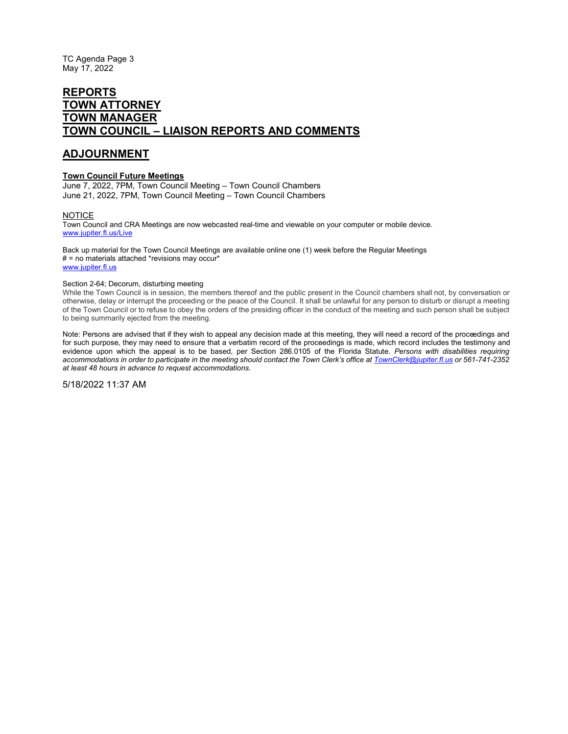## REPORTS

## TOWN ATTORNEY

## TOWN MANAGER

## TOWN COUNCIL – LIAISON REPORTS AND COMMENTS

## ADJOURNMENT

**Town Council Future Meetings**

June 7, 2022, 7PM, Town Council Meeting – Town Council Chambers
June 21, 2022, 7PM, Town Council Meeting – Town Council Chambers

NOTICE

Town Council and CRA Meetings are now webcasted real-time and viewable on your computer or mobile device.
www.jupiter.fl.us/Live

Back up material for the Town Council Meetings are available online one (1) week before the Regular Meetings
# = no materials attached *revisions may occur*
www.jupiter.fl.us

Section 2-64; Decorum, disturbing meeting

While the Town Council is in session, the members thereof and the public present in the Council chambers shall not, by conversation or otherwise, delay or interrupt the proceeding or the peace of the Council. It shall be unlawful for any person to disturb or disrupt a meeting of the Town Council or to refuse to obey the orders of the presiding officer in the conduct of the meeting and such person shall be subject to being summarily ejected from the meeting.

Note: Persons are advised that if they wish to appeal any decision made at this meeting, they will need a record of the proceedings and for such purpose, they may need to ensure that a verbatim record of the proceedings is made, which record includes the testimony and evidence upon which the appeal is to be based, per Section 286.0105 of the Florida Statute. *Persons with disabilities requiring accommodations in order to participate in the meeting should contact the Town Clerk's office at TownClerk@jupiter.fl.us or 561-741-2352 at least 48 hours in advance to request accommodations.*

5/18/2022 11:37 AM